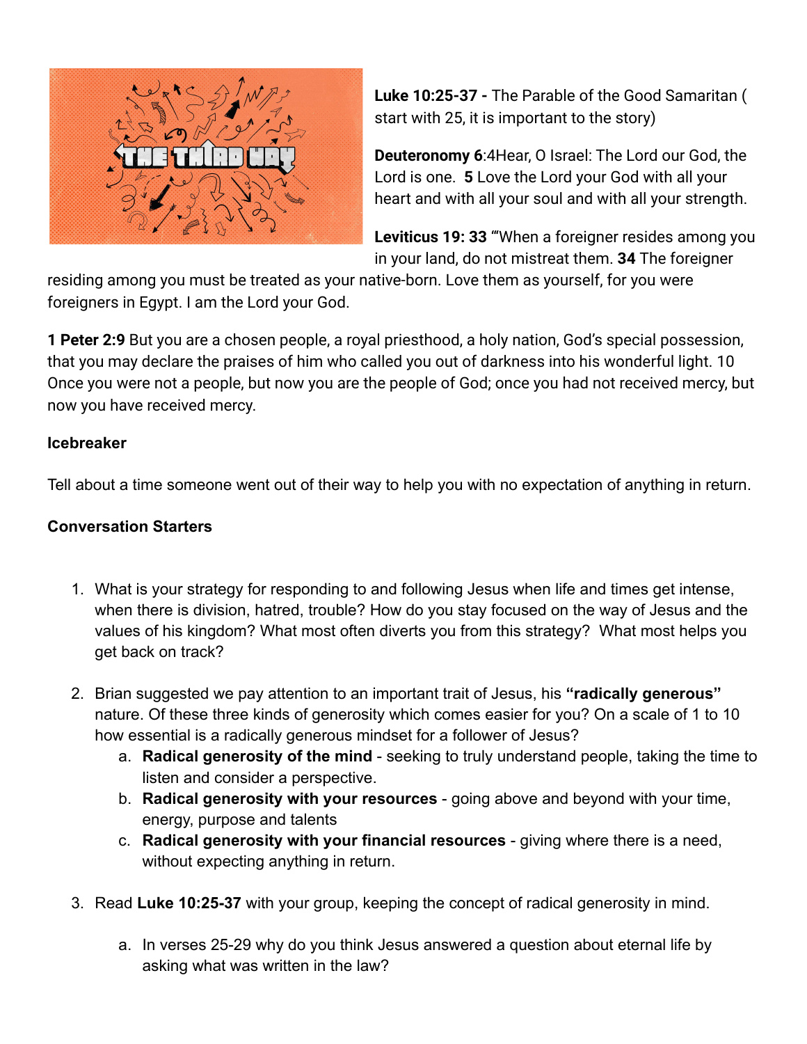**Luke 10:25-37 -** The Parable of the Good Samaritan ( start with 25, it is important to the story)

**Deuteronomy 6**:4Hear, O Israel: The Lord our God, the Lord is one. **5** Love the Lord your God with all your heart and with all your soul and with all your strength.

**Leviticus 19: 33** "'When a foreigner resides among you in your land, do not mistreat them. **34** The foreigner residing among you must be treated as your native-born. Love them as yourself, for you were foreigners in Egypt. I am the Lord your God.

**1 Peter 2:9** But you are a chosen people, a royal priesthood, a holy nation, God's special possession, that you may declare the praises of him who called you out of darkness into his wonderful light. 10 Once you were not a people, but now you are the people of God; once you had not received mercy, but now you have received mercy.

**Icebreaker**

Tell about a time someone went out of their way to help you with no expectation of anything in return.

**Conversation Starters**

1. What is your strategy for responding to and following Jesus when life and times get intense, when there is division, hatred, trouble? How do you stay focused on the way of Jesus and the values of his kingdom? What most often diverts you from this strategy? What most helps you get back on track?

2. Brian suggested we pay attention to an important trait of Jesus, his **"radically generous"** nature. Of these three kinds of generosity which comes easier for you? On a scale of 1 to 10 how essential is a radically generous mindset for a follower of Jesus?
   a. **Radical generosity of the mind** - seeking to truly understand people, taking the time to listen and consider a perspective.
   b. **Radical generosity with your resources** - going above and beyond with your time, energy, purpose and talents
   c. **Radical generosity with your financial resources** - giving where there is a need, without expecting anything in return.

3. Read **Luke 10:25-37** with your group, keeping the concept of radical generosity in mind.
   a. In verses 25-29 why do you think Jesus answered a question about eternal life by asking what was written in the law?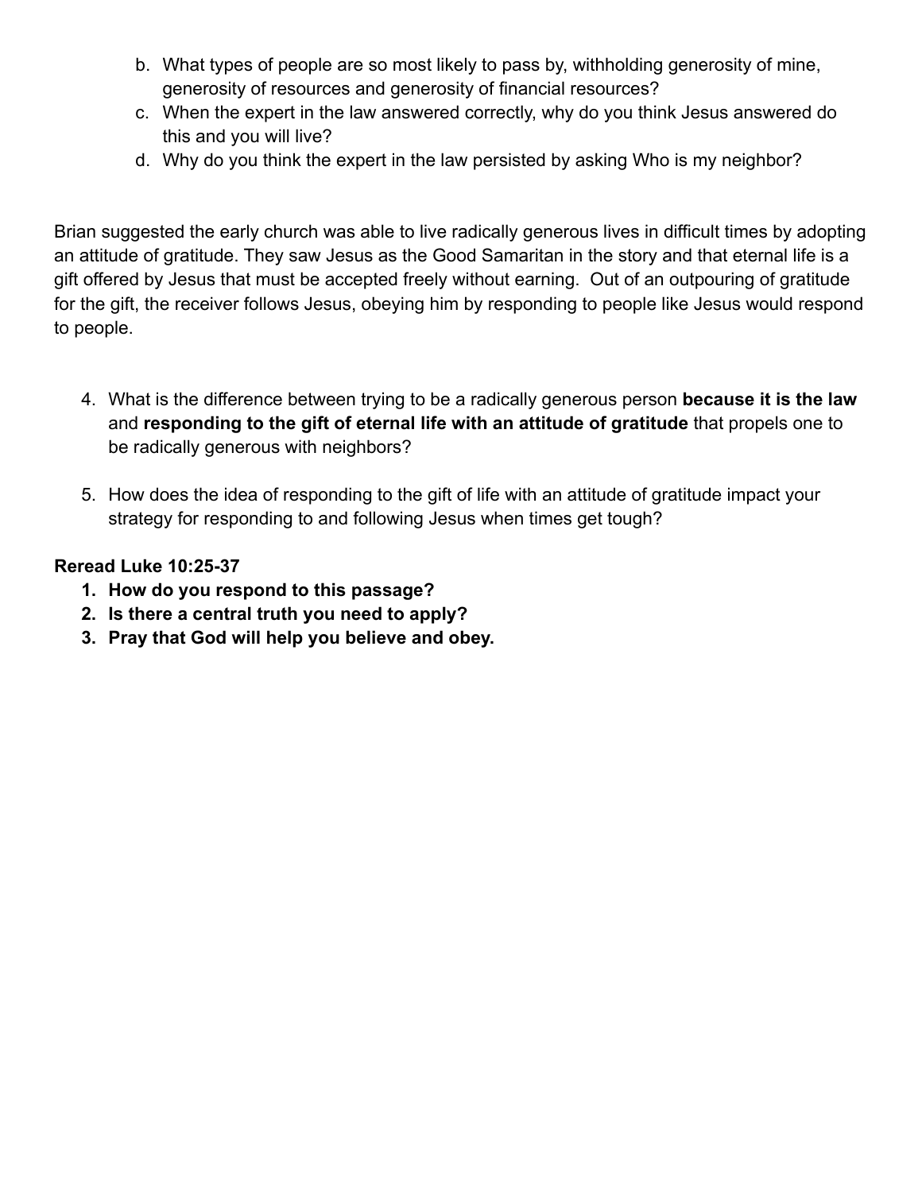b. What types of people are so most likely to pass by, withholding generosity of mine, generosity of resources and generosity of financial resources?
c. When the expert in the law answered correctly, why do you think Jesus answered do this and you will live?
d. Why do you think the expert in the law persisted by asking Who is my neighbor?

Brian suggested the early church was able to live radically generous lives in difficult times by adopting an attitude of gratitude. They saw Jesus as the Good Samaritan in the story and that eternal life is a gift offered by Jesus that must be accepted freely without earning. Out of an outpouring of gratitude for the gift, the receiver follows Jesus, obeying him by responding to people like Jesus would respond to people.

4. What is the difference between trying to be a radically generous person **because it is the law** and **responding to the gift of eternal life with an attitude of gratitude** that propels one to be radically generous with neighbors?
5. How does the idea of responding to the gift of life with an attitude of gratitude impact your strategy for responding to and following Jesus when times get tough?

**Reread Luke 10:25-37**

1. **How do you respond to this passage?**
2. **Is there a central truth you need to apply?**
3. **Pray that God will help you believe and obey.**